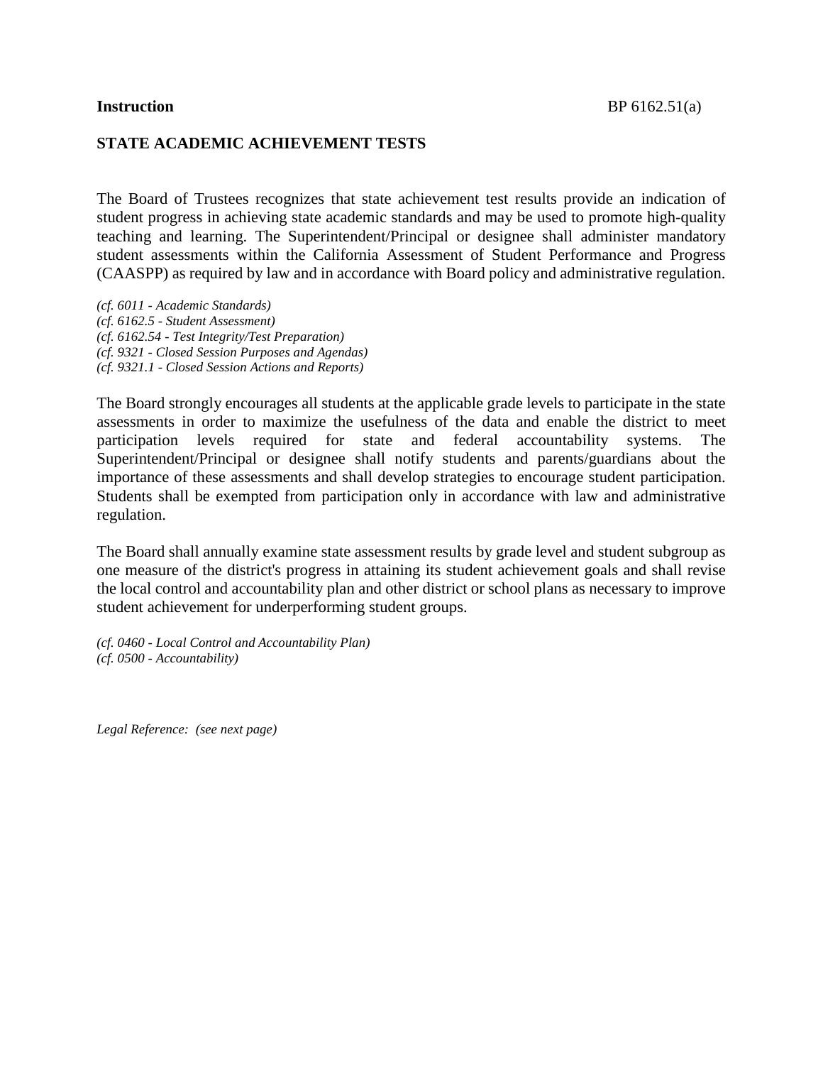**Instruction** BP 6162.51(a)

# STATE ACADEMIC ACHIEVEMENT TESTS

The Board of Trustees recognizes that state achievement test results provide an indication of student progress in achieving state academic standards and may be used to promote high-quality teaching and learning. The Superintendent/Principal or designee shall administer mandatory student assessments within the California Assessment of Student Performance and Progress (CAASPP) as required by law and in accordance with Board policy and administrative regulation.

*(cf. 6011 - Academic Standards)*
*(cf. 6162.5 - Student Assessment)*
*(cf. 6162.54 - Test Integrity/Test Preparation)*
*(cf. 9321 - Closed Session Purposes and Agendas)*
*(cf. 9321.1 - Closed Session Actions and Reports)*

The Board strongly encourages all students at the applicable grade levels to participate in the state assessments in order to maximize the usefulness of the data and enable the district to meet participation levels required for state and federal accountability systems. The Superintendent/Principal or designee shall notify students and parents/guardians about the importance of these assessments and shall develop strategies to encourage student participation. Students shall be exempted from participation only in accordance with law and administrative regulation.

The Board shall annually examine state assessment results by grade level and student subgroup as one measure of the district's progress in attaining its student achievement goals and shall revise the local control and accountability plan and other district or school plans as necessary to improve student achievement for underperforming student groups.

*(cf. 0460 - Local Control and Accountability Plan)*
*(cf. 0500 - Accountability)*

*Legal Reference: (see next page)*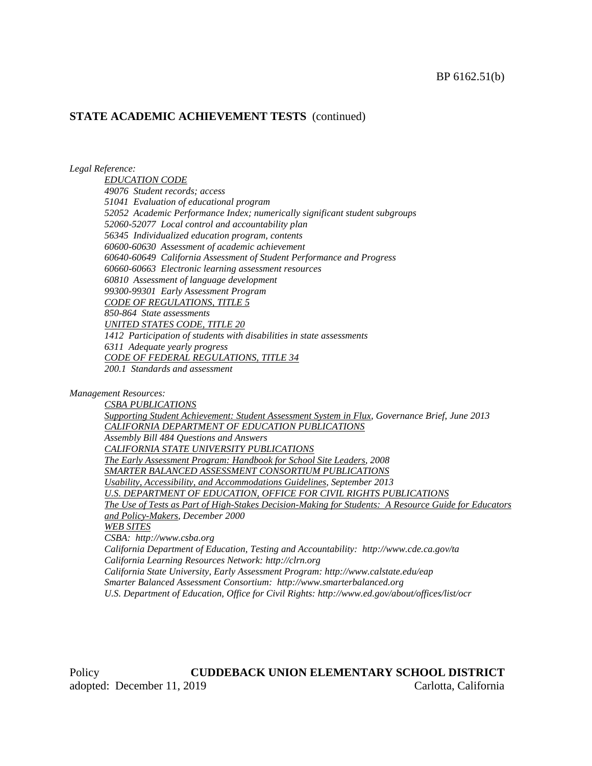## STATE ACADEMIC ACHIEVEMENT TESTS (continued)

*Legal Reference:*

*EDUCATION CODE*
*49076 Student records; access*
*51041 Evaluation of educational program*
*52052 Academic Performance Index; numerically significant student subgroups*
*52060-52077 Local control and accountability plan*
*56345 Individualized education program, contents*
*60600-60630 Assessment of academic achievement*
*60640-60649 California Assessment of Student Performance and Progress*
*60660-60663 Electronic learning assessment resources*
*60810 Assessment of language development*
*99300-99301 Early Assessment Program*
*CODE OF REGULATIONS, TITLE 5*
*850-864 State assessments*
*UNITED STATES CODE, TITLE 20*
*1412 Participation of students with disabilities in state assessments*
*6311 Adequate yearly progress*
*CODE OF FEDERAL REGULATIONS, TITLE 34*
*200.1 Standards and assessment*

*Management Resources:*

*CSBA PUBLICATIONS*
*Supporting Student Achievement: Student Assessment System in Flux, Governance Brief, June 2013*
*CALIFORNIA DEPARTMENT OF EDUCATION PUBLICATIONS*
*Assembly Bill 484 Questions and Answers*
*CALIFORNIA STATE UNIVERSITY PUBLICATIONS*
*The Early Assessment Program: Handbook for School Site Leaders, 2008*
*SMARTER BALANCED ASSESSMENT CONSORTIUM PUBLICATIONS*
*Usability, Accessibility, and Accommodations Guidelines, September 2013*
*U.S. DEPARTMENT OF EDUCATION, OFFICE FOR CIVIL RIGHTS PUBLICATIONS*
*The Use of Tests as Part of High-Stakes Decision-Making for Students: A Resource Guide for Educators and Policy-Makers, December 2000*
*WEB SITES*
*CSBA: http://www.csba.org*
*California Department of Education, Testing and Accountability: http://www.cde.ca.gov/ta*
*California Learning Resources Network: http://clrn.org*
*California State University, Early Assessment Program: http://www.calstate.edu/eap*
*Smarter Balanced Assessment Consortium: http://www.smarterbalanced.org*
*U.S. Department of Education, Office for Civil Rights: http://www.ed.gov/about/offices/list/ocr*

Policy adopted: December 11, 2019

**CUDDEBACK UNION ELEMENTARY SCHOOL DISTRICT**
Carlotta, California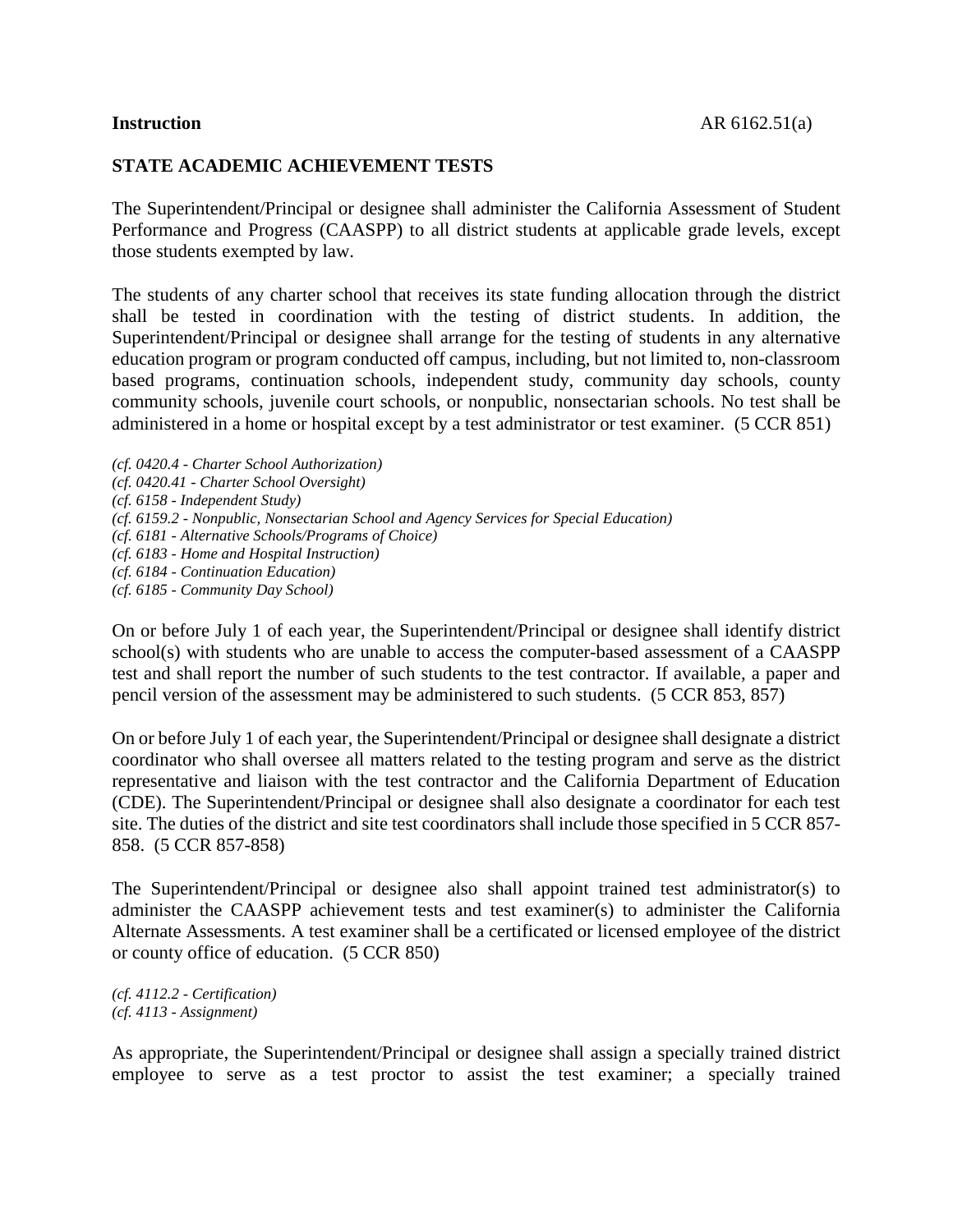**Instruction** AR 6162.51(a)

**STATE ACADEMIC ACHIEVEMENT TESTS**

The Superintendent/Principal or designee shall administer the California Assessment of Student Performance and Progress (CAASPP) to all district students at applicable grade levels, except those students exempted by law.

The students of any charter school that receives its state funding allocation through the district shall be tested in coordination with the testing of district students. In addition, the Superintendent/Principal or designee shall arrange for the testing of students in any alternative education program or program conducted off campus, including, but not limited to, non-classroom based programs, continuation schools, independent study, community day schools, county community schools, juvenile court schools, or nonpublic, nonsectarian schools. No test shall be administered in a home or hospital except by a test administrator or test examiner. (5 CCR 851)

*(cf. 0420.4 - Charter School Authorization)*
*(cf. 0420.41 - Charter School Oversight)*
*(cf. 6158 - Independent Study)*
*(cf. 6159.2 - Nonpublic, Nonsectarian School and Agency Services for Special Education)*
*(cf. 6181 - Alternative Schools/Programs of Choice)*
*(cf. 6183 - Home and Hospital Instruction)*
*(cf. 6184 - Continuation Education)*
*(cf. 6185 - Community Day School)*

On or before July 1 of each year, the Superintendent/Principal or designee shall identify district school(s) with students who are unable to access the computer-based assessment of a CAASPP test and shall report the number of such students to the test contractor. If available, a paper and pencil version of the assessment may be administered to such students. (5 CCR 853, 857)

On or before July 1 of each year, the Superintendent/Principal or designee shall designate a district coordinator who shall oversee all matters related to the testing program and serve as the district representative and liaison with the test contractor and the California Department of Education (CDE). The Superintendent/Principal or designee shall also designate a coordinator for each test site. The duties of the district and site test coordinators shall include those specified in 5 CCR 857-858. (5 CCR 857-858)

The Superintendent/Principal or designee also shall appoint trained test administrator(s) to administer the CAASPP achievement tests and test examiner(s) to administer the California Alternate Assessments. A test examiner shall be a certificated or licensed employee of the district or county office of education. (5 CCR 850)

*(cf. 4112.2 - Certification)*
*(cf. 4113 - Assignment)*

As appropriate, the Superintendent/Principal or designee shall assign a specially trained district employee to serve as a test proctor to assist the test examiner; a specially trained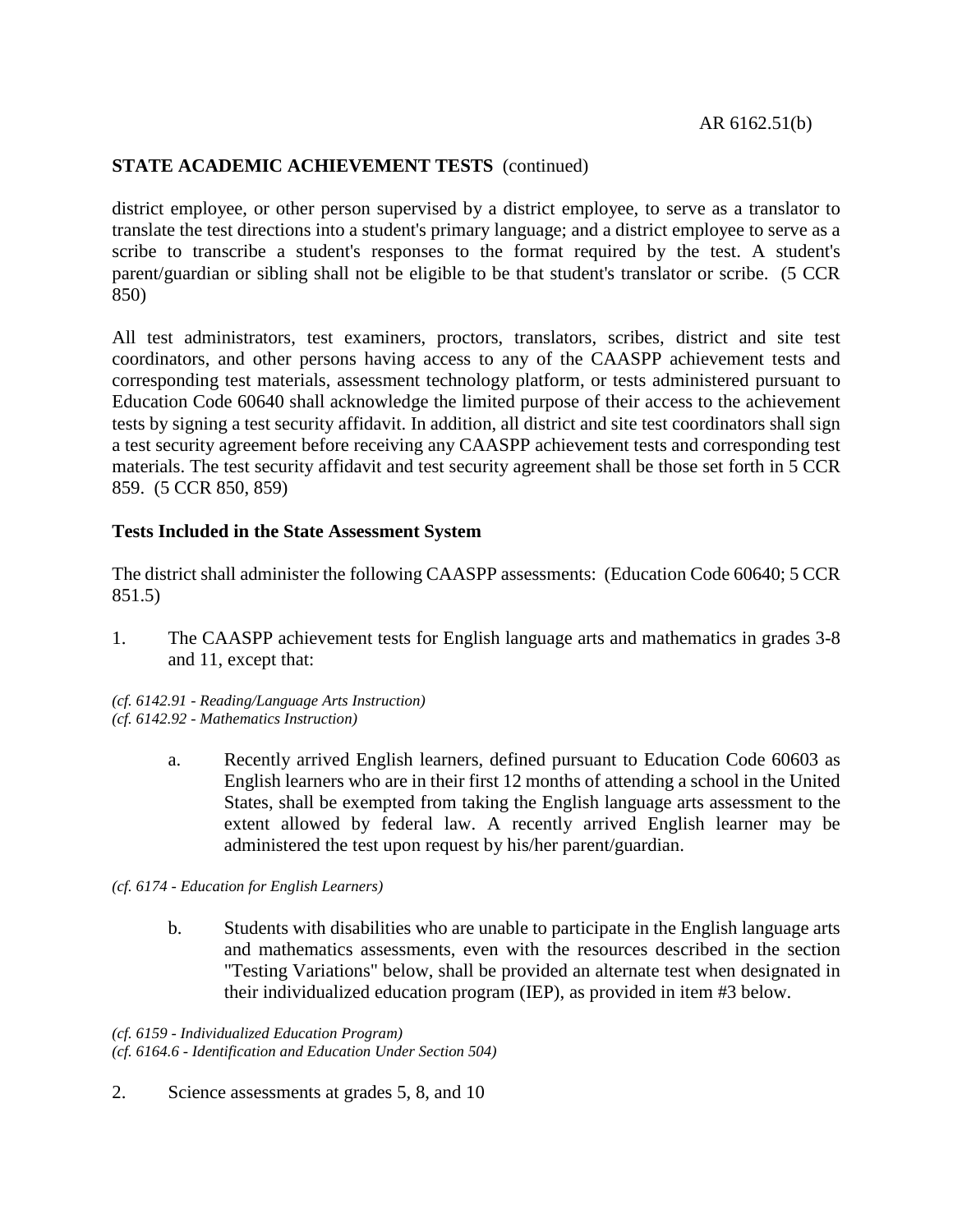**STATE ACADEMIC ACHIEVEMENT TESTS** (continued)

district employee, or other person supervised by a district employee, to serve as a translator to translate the test directions into a student's primary language; and a district employee to serve as a scribe to transcribe a student's responses to the format required by the test. A student's parent/guardian or sibling shall not be eligible to be that student's translator or scribe. (5 CCR 850)

All test administrators, test examiners, proctors, translators, scribes, district and site test coordinators, and other persons having access to any of the CAASPP achievement tests and corresponding test materials, assessment technology platform, or tests administered pursuant to Education Code 60640 shall acknowledge the limited purpose of their access to the achievement tests by signing a test security affidavit. In addition, all district and site test coordinators shall sign a test security agreement before receiving any CAASPP achievement tests and corresponding test materials. The test security affidavit and test security agreement shall be those set forth in 5 CCR 859. (5 CCR 850, 859)

**Tests Included in the State Assessment System**

The district shall administer the following CAASPP assessments: (Education Code 60640; 5 CCR 851.5)

1. The CAASPP achievement tests for English language arts and mathematics in grades 3-8 and 11, except that:

*(cf. 6142.91 - Reading/Language Arts Instruction)*
*(cf. 6142.92 - Mathematics Instruction)*

   a. Recently arrived English learners, defined pursuant to Education Code 60603 as English learners who are in their first 12 months of attending a school in the United States, shall be exempted from taking the English language arts assessment to the extent allowed by federal law. A recently arrived English learner may be administered the test upon request by his/her parent/guardian.

*(cf. 6174 - Education for English Learners)*

   b. Students with disabilities who are unable to participate in the English language arts and mathematics assessments, even with the resources described in the section "Testing Variations" below, shall be provided an alternate test when designated in their individualized education program (IEP), as provided in item #3 below.

*(cf. 6159 - Individualized Education Program)*
*(cf. 6164.6 - Identification and Education Under Section 504)*

2. Science assessments at grades 5, 8, and 10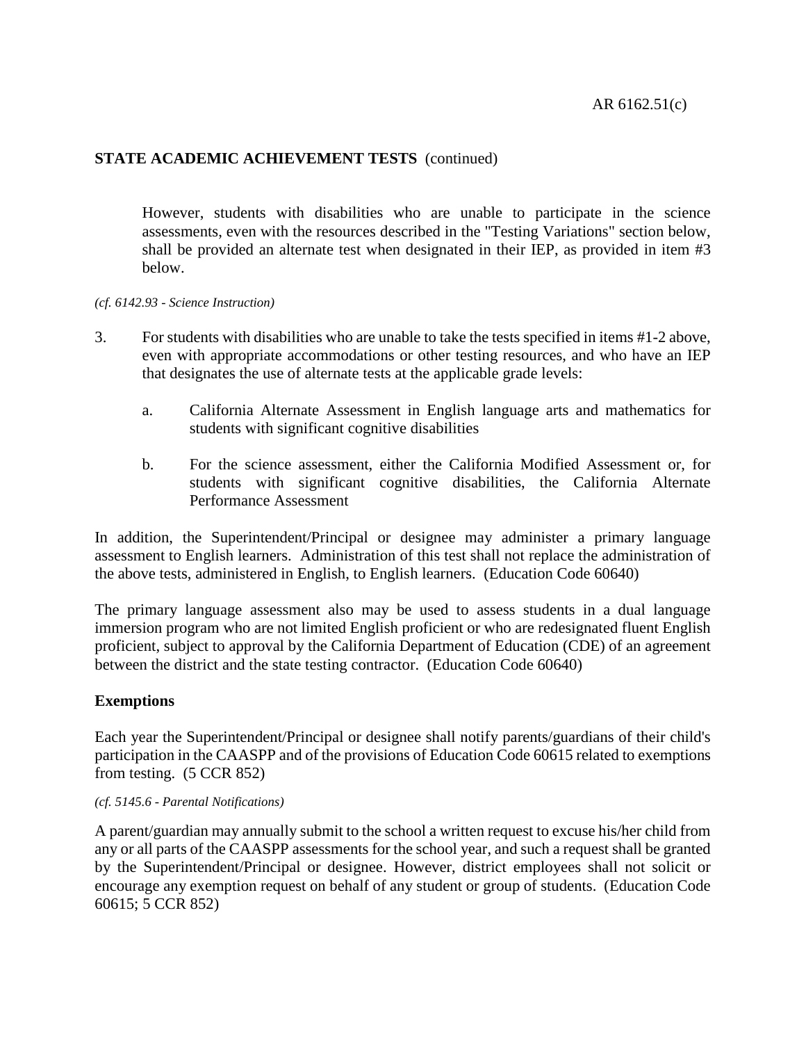**STATE ACADEMIC ACHIEVEMENT TESTS** (continued)

However, students with disabilities who are unable to participate in the science assessments, even with the resources described in the "Testing Variations" section below, shall be provided an alternate test when designated in their IEP, as provided in item #3 below.

*(cf. 6142.93 - Science Instruction)*

3. For students with disabilities who are unable to take the tests specified in items #1-2 above, even with appropriate accommodations or other testing resources, and who have an IEP that designates the use of alternate tests at the applicable grade levels:

   a. California Alternate Assessment in English language arts and mathematics for students with significant cognitive disabilities

   b. For the science assessment, either the California Modified Assessment or, for students with significant cognitive disabilities, the California Alternate Performance Assessment

In addition, the Superintendent/Principal or designee may administer a primary language assessment to English learners. Administration of this test shall not replace the administration of the above tests, administered in English, to English learners. (Education Code 60640)

The primary language assessment also may be used to assess students in a dual language immersion program who are not limited English proficient or who are redesignated fluent English proficient, subject to approval by the California Department of Education (CDE) of an agreement between the district and the state testing contractor. (Education Code 60640)

## Exemptions

Each year the Superintendent/Principal or designee shall notify parents/guardians of their child's participation in the CAASPP and of the provisions of Education Code 60615 related to exemptions from testing. (5 CCR 852)

*(cf. 5145.6 - Parental Notifications)*

A parent/guardian may annually submit to the school a written request to excuse his/her child from any or all parts of the CAASPP assessments for the school year, and such a request shall be granted by the Superintendent/Principal or designee. However, district employees shall not solicit or encourage any exemption request on behalf of any student or group of students. (Education Code 60615; 5 CCR 852)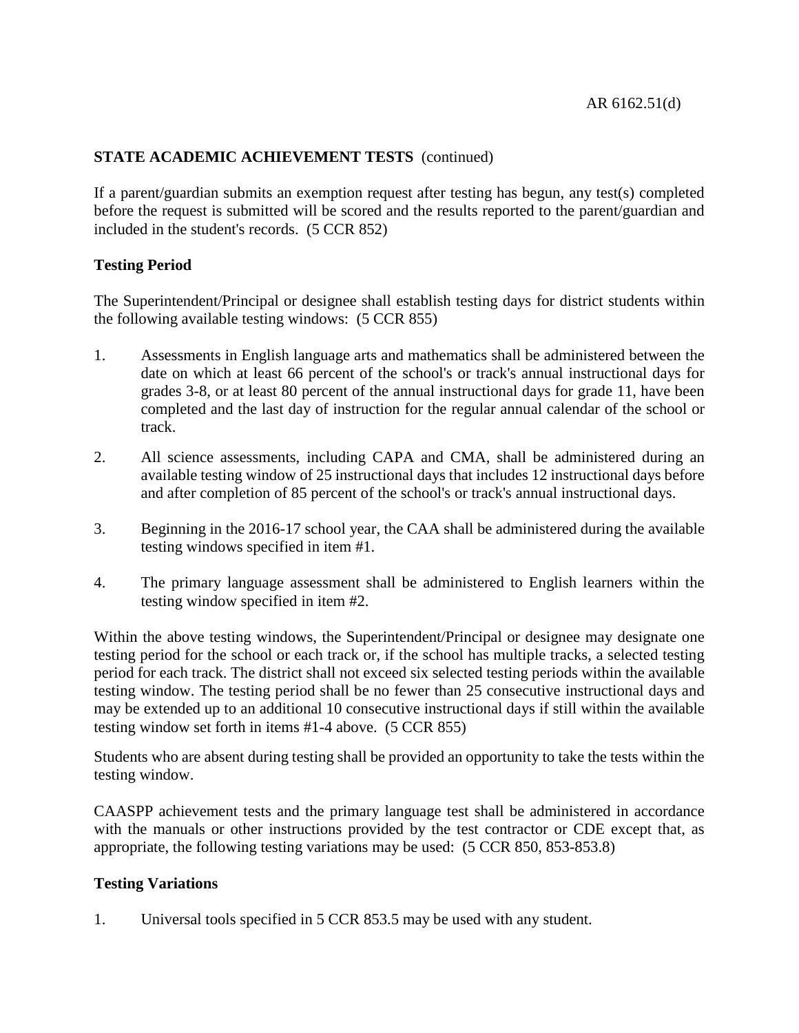**STATE ACADEMIC ACHIEVEMENT TESTS** (continued)

If a parent/guardian submits an exemption request after testing has begun, any test(s) completed before the request is submitted will be scored and the results reported to the parent/guardian and included in the student's records. (5 CCR 852)

**Testing Period**

The Superintendent/Principal or designee shall establish testing days for district students within the following available testing windows: (5 CCR 855)

1. Assessments in English language arts and mathematics shall be administered between the date on which at least 66 percent of the school's or track's annual instructional days for grades 3-8, or at least 80 percent of the annual instructional days for grade 11, have been completed and the last day of instruction for the regular annual calendar of the school or track.

2. All science assessments, including CAPA and CMA, shall be administered during an available testing window of 25 instructional days that includes 12 instructional days before and after completion of 85 percent of the school's or track's annual instructional days.

3. Beginning in the 2016-17 school year, the CAA shall be administered during the available testing windows specified in item #1.

4. The primary language assessment shall be administered to English learners within the testing window specified in item #2.

Within the above testing windows, the Superintendent/Principal or designee may designate one testing period for the school or each track or, if the school has multiple tracks, a selected testing period for each track. The district shall not exceed six selected testing periods within the available testing window. The testing period shall be no fewer than 25 consecutive instructional days and may be extended up to an additional 10 consecutive instructional days if still within the available testing window set forth in items #1-4 above. (5 CCR 855)

Students who are absent during testing shall be provided an opportunity to take the tests within the testing window.

CAASPP achievement tests and the primary language test shall be administered in accordance with the manuals or other instructions provided by the test contractor or CDE except that, as appropriate, the following testing variations may be used: (5 CCR 850, 853-853.8)

**Testing Variations**

1. Universal tools specified in 5 CCR 853.5 may be used with any student.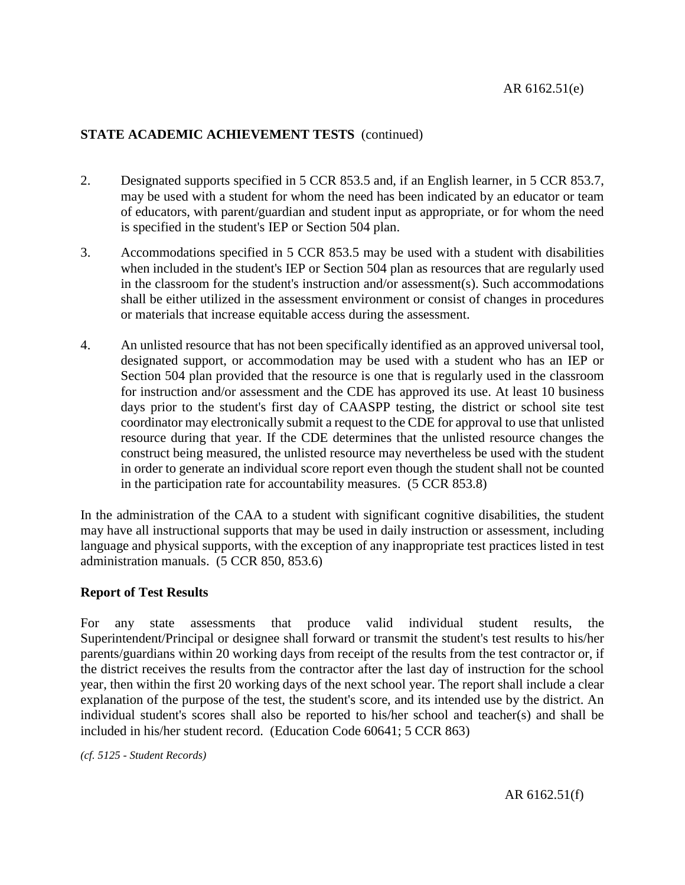## STATE ACADEMIC ACHIEVEMENT TESTS (continued)

2. Designated supports specified in 5 CCR 853.5 and, if an English learner, in 5 CCR 853.7, may be used with a student for whom the need has been indicated by an educator or team of educators, with parent/guardian and student input as appropriate, or for whom the need is specified in the student's IEP or Section 504 plan.

3. Accommodations specified in 5 CCR 853.5 may be used with a student with disabilities when included in the student's IEP or Section 504 plan as resources that are regularly used in the classroom for the student's instruction and/or assessment(s). Such accommodations shall be either utilized in the assessment environment or consist of changes in procedures or materials that increase equitable access during the assessment.

4. An unlisted resource that has not been specifically identified as an approved universal tool, designated support, or accommodation may be used with a student who has an IEP or Section 504 plan provided that the resource is one that is regularly used in the classroom for instruction and/or assessment and the CDE has approved its use. At least 10 business days prior to the student's first day of CAASPP testing, the district or school site test coordinator may electronically submit a request to the CDE for approval to use that unlisted resource during that year. If the CDE determines that the unlisted resource changes the construct being measured, the unlisted resource may nevertheless be used with the student in order to generate an individual score report even though the student shall not be counted in the participation rate for accountability measures. (5 CCR 853.8)

In the administration of the CAA to a student with significant cognitive disabilities, the student may have all instructional supports that may be used in daily instruction or assessment, including language and physical supports, with the exception of any inappropriate test practices listed in test administration manuals. (5 CCR 850, 853.6)

**Report of Test Results**

For any state assessments that produce valid individual student results, the Superintendent/Principal or designee shall forward or transmit the student's test results to his/her parents/guardians within 20 working days from receipt of the results from the test contractor or, if the district receives the results from the contractor after the last day of instruction for the school year, then within the first 20 working days of the next school year. The report shall include a clear explanation of the purpose of the test, the student's score, and its intended use by the district. An individual student's scores shall also be reported to his/her school and teacher(s) and shall be included in his/her student record. (Education Code 60641; 5 CCR 863)

*(cf. 5125 - Student Records)*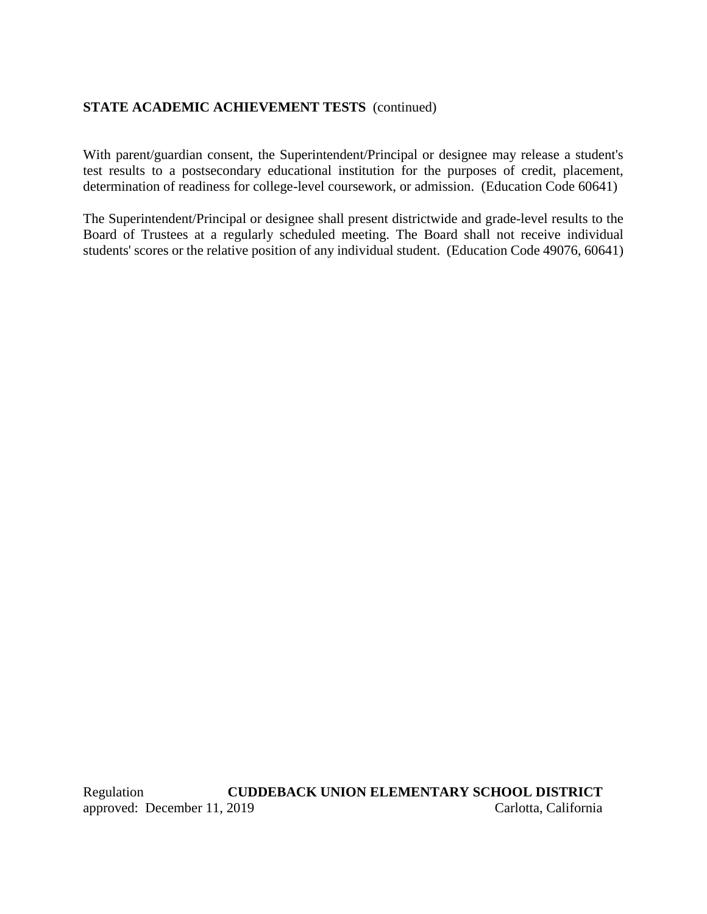With parent/guardian consent, the Superintendent/Principal or designee may release a student's test results to a postsecondary educational institution for the purposes of credit, placement, determination of readiness for college-level coursework, or admission. (Education Code 60641)

The Superintendent/Principal or designee shall present districtwide and grade-level results to the Board of Trustees at a regularly scheduled meeting. The Board shall not receive individual students' scores or the relative position of any individual student. (Education Code 49076, 60641)

Regulation **CUDDEBACK UNION ELEMENTARY SCHOOL DISTRICT**
approved: December 11, 2019 Carlotta, California